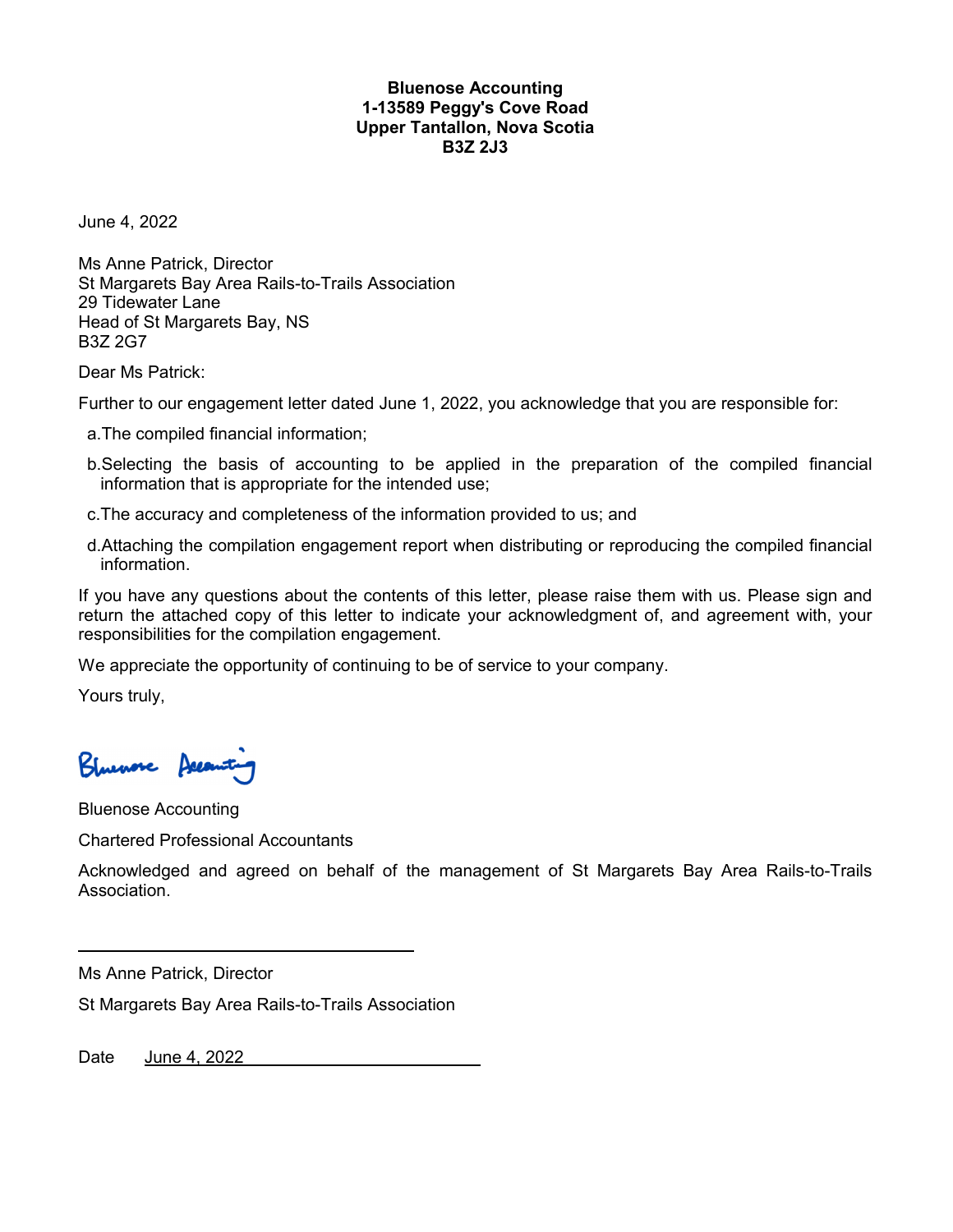**Bluenose Accounting**
**1-13589 Peggy's Cove Road**
**Upper Tantallon, Nova Scotia**
**B3Z 2J3**

June 4, 2022

Ms Anne Patrick, Director
St Margarets Bay Area Rails-to-Trails Association
29 Tidewater Lane
Head of St Margarets Bay, NS
B3Z 2G7

Dear Ms Patrick:

Further to our engagement letter dated June 1, 2022, you acknowledge that you are responsible for:

a. The compiled financial information;

b. Selecting the basis of accounting to be applied in the preparation of the compiled financial information that is appropriate for the intended use;

c. The accuracy and completeness of the information provided to us; and

d. Attaching the compilation engagement report when distributing or reproducing the compiled financial information.

If you have any questions about the contents of this letter, please raise them with us. Please sign and return the attached copy of this letter to indicate your acknowledgment of, and agreement with, your responsibilities for the compilation engagement.

We appreciate the opportunity of continuing to be of service to your company.

Yours truly,

Bluenose Accounting

Bluenose Accounting

Chartered Professional Accountants

Acknowledged and agreed on behalf of the management of St Margarets Bay Area Rails-to-Trails Association.

\_\_\_\_\_\_\_\_\_\_\_\_\_\_\_\_\_\_\_\_\_\_\_\_\_\_\_\_\_\_\_\_

Ms Anne Patrick, Director

St Margarets Bay Area Rails-to-Trails Association

Date June 4, 2022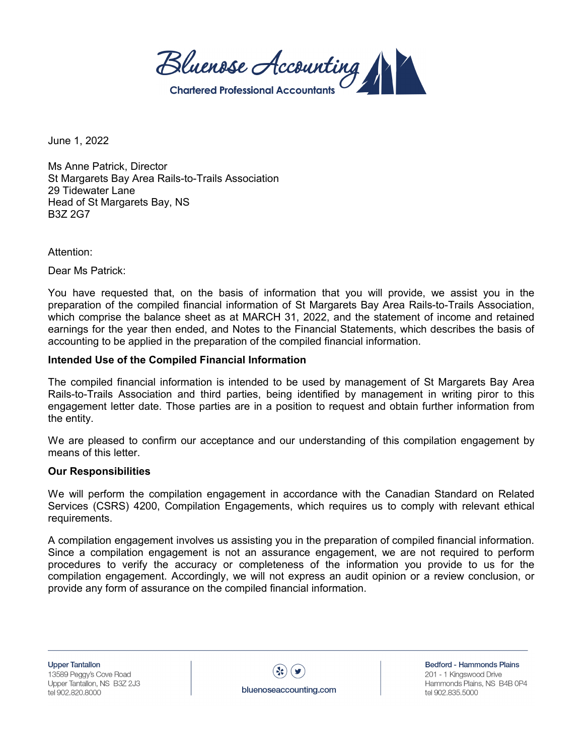June 1, 2022

Ms Anne Patrick, Director
St Margarets Bay Area Rails-to-Trails Association
29 Tidewater Lane
Head of St Margarets Bay, NS
B3Z 2G7

Attention:

Dear Ms Patrick:

You have requested that, on the basis of information that you will provide, we assist you in the preparation of the compiled financial information of St Margarets Bay Area Rails-to-Trails Association, which comprise the balance sheet as at MARCH 31, 2022, and the statement of income and retained earnings for the year then ended, and Notes to the Financial Statements, which describes the basis of accounting to be applied in the preparation of the compiled financial information.

**Intended Use of the Compiled Financial Information**

The compiled financial information is intended to be used by management of St Margarets Bay Area Rails-to-Trails Association and third parties, being identified by management in writing piror to this engagement letter date. Those parties are in a position to request and obtain further information from the entity.

We are pleased to confirm our acceptance and our understanding of this compilation engagement by means of this letter.

**Our Responsibilities**

We will perform the compilation engagement in accordance with the Canadian Standard on Related Services (CSRS) 4200, Compilation Engagements, which requires us to comply with relevant ethical requirements.

A compilation engagement involves us assisting you in the preparation of compiled financial information. Since a compilation engagement is not an assurance engagement, we are not required to perform procedures to verify the accuracy or completeness of the information you provide to us for the compilation engagement. Accordingly, we will not express an audit opinion or a review conclusion, or provide any form of assurance on the compiled financial information.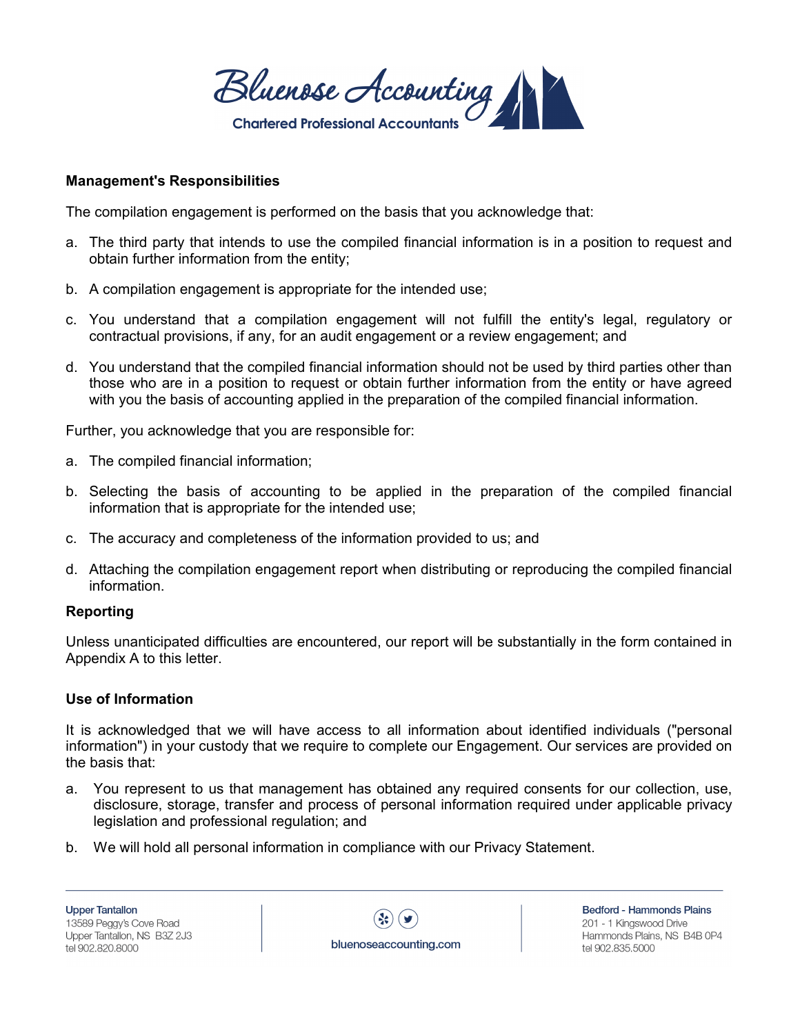### Management's Responsibilities

The compilation engagement is performed on the basis that you acknowledge that:

a. The third party that intends to use the compiled financial information is in a position to request and obtain further information from the entity;

b. A compilation engagement is appropriate for the intended use;

c. You understand that a compilation engagement will not fulfill the entity's legal, regulatory or contractual provisions, if any, for an audit engagement or a review engagement; and

d. You understand that the compiled financial information should not be used by third parties other than those who are in a position to request or obtain further information from the entity or have agreed with you the basis of accounting applied in the preparation of the compiled financial information.

Further, you acknowledge that you are responsible for:

a. The compiled financial information;

b. Selecting the basis of accounting to be applied in the preparation of the compiled financial information that is appropriate for the intended use;

c. The accuracy and completeness of the information provided to us; and

d. Attaching the compilation engagement report when distributing or reproducing the compiled financial information.

### Reporting

Unless unanticipated difficulties are encountered, our report will be substantially in the form contained in Appendix A to this letter.

### Use of Information

It is acknowledged that we will have access to all information about identified individuals ("personal information") in your custody that we require to complete our Engagement. Our services are provided on the basis that:

a. You represent to us that management has obtained any required consents for our collection, use, disclosure, storage, transfer and process of personal information required under applicable privacy legislation and professional regulation; and

b. We will hold all personal information in compliance with our Privacy Statement.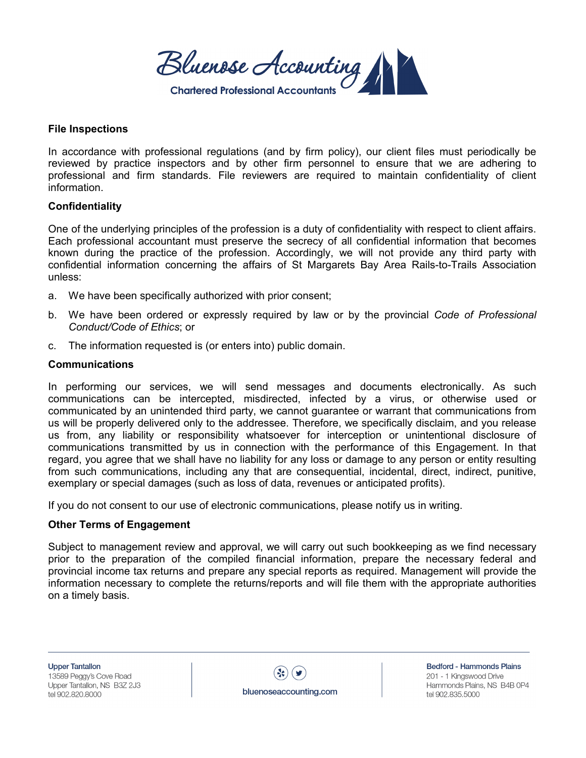## File Inspections

In accordance with professional regulations (and by firm policy), our client files must periodically be reviewed by practice inspectors and by other firm personnel to ensure that we are adhering to professional and firm standards. File reviewers are required to maintain confidentiality of client information.

## Confidentiality

One of the underlying principles of the profession is a duty of confidentiality with respect to client affairs. Each professional accountant must preserve the secrecy of all confidential information that becomes known during the practice of the profession. Accordingly, we will not provide any third party with confidential information concerning the affairs of St Margarets Bay Area Rails-to-Trails Association unless:

a. We have been specifically authorized with prior consent;

b. We have been ordered or expressly required by law or by the provincial *Code of Professional Conduct/Code of Ethics*; or

c. The information requested is (or enters into) public domain.

## Communications

In performing our services, we will send messages and documents electronically. As such communications can be intercepted, misdirected, infected by a virus, or otherwise used or communicated by an unintended third party, we cannot guarantee or warrant that communications from us will be properly delivered only to the addressee. Therefore, we specifically disclaim, and you release us from, any liability or responsibility whatsoever for interception or unintentional disclosure of communications transmitted by us in connection with the performance of this Engagement. In that regard, you agree that we shall have no liability for any loss or damage to any person or entity resulting from such communications, including any that are consequential, incidental, direct, indirect, punitive, exemplary or special damages (such as loss of data, revenues or anticipated profits).

If you do not consent to our use of electronic communications, please notify us in writing.

## Other Terms of Engagement

Subject to management review and approval, we will carry out such bookkeeping as we find necessary prior to the preparation of the compiled financial information, prepare the necessary federal and provincial income tax returns and prepare any special reports as required. Management will provide the information necessary to complete the returns/reports and will file them with the appropriate authorities on a timely basis.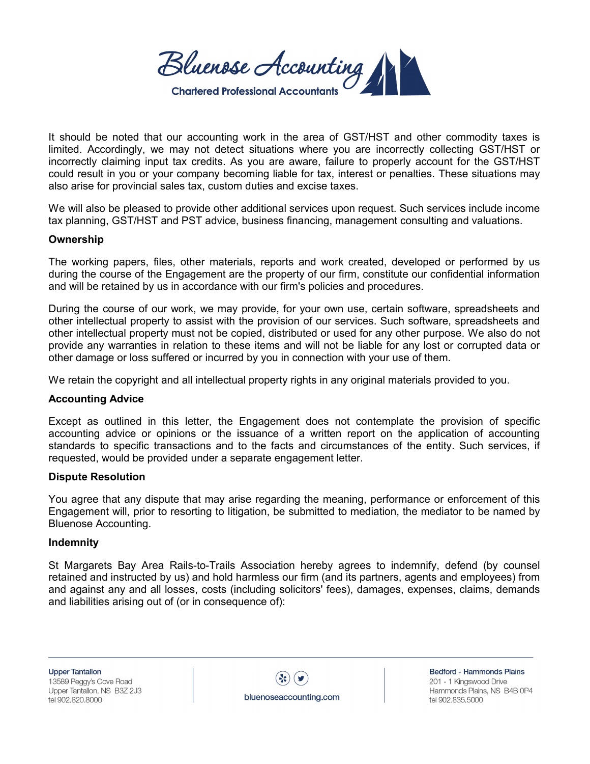It should be noted that our accounting work in the area of GST/HST and other commodity taxes is limited. Accordingly, we may not detect situations where you are incorrectly collecting GST/HST or incorrectly claiming input tax credits. As you are aware, failure to properly account for the GST/HST could result in you or your company becoming liable for tax, interest or penalties. These situations may also arise for provincial sales tax, custom duties and excise taxes.

We will also be pleased to provide other additional services upon request. Such services include income tax planning, GST/HST and PST advice, business financing, management consulting and valuations.

**Ownership**

The working papers, files, other materials, reports and work created, developed or performed by us during the course of the Engagement are the property of our firm, constitute our confidential information and will be retained by us in accordance with our firm's policies and procedures.

During the course of our work, we may provide, for your own use, certain software, spreadsheets and other intellectual property to assist with the provision of our services. Such software, spreadsheets and other intellectual property must not be copied, distributed or used for any other purpose. We also do not provide any warranties in relation to these items and will not be liable for any lost or corrupted data or other damage or loss suffered or incurred by you in connection with your use of them.

We retain the copyright and all intellectual property rights in any original materials provided to you.

**Accounting Advice**

Except as outlined in this letter, the Engagement does not contemplate the provision of specific accounting advice or opinions or the issuance of a written report on the application of accounting standards to specific transactions and to the facts and circumstances of the entity. Such services, if requested, would be provided under a separate engagement letter.

**Dispute Resolution**

You agree that any dispute that may arise regarding the meaning, performance or enforcement of this Engagement will, prior to resorting to litigation, be submitted to mediation, the mediator to be named by Bluenose Accounting.

**Indemnity**

St Margarets Bay Area Rails-to-Trails Association hereby agrees to indemnify, defend (by counsel retained and instructed by us) and hold harmless our firm (and its partners, agents and employees) from and against any and all losses, costs (including solicitors' fees), damages, expenses, claims, demands and liabilities arising out of (or in consequence of):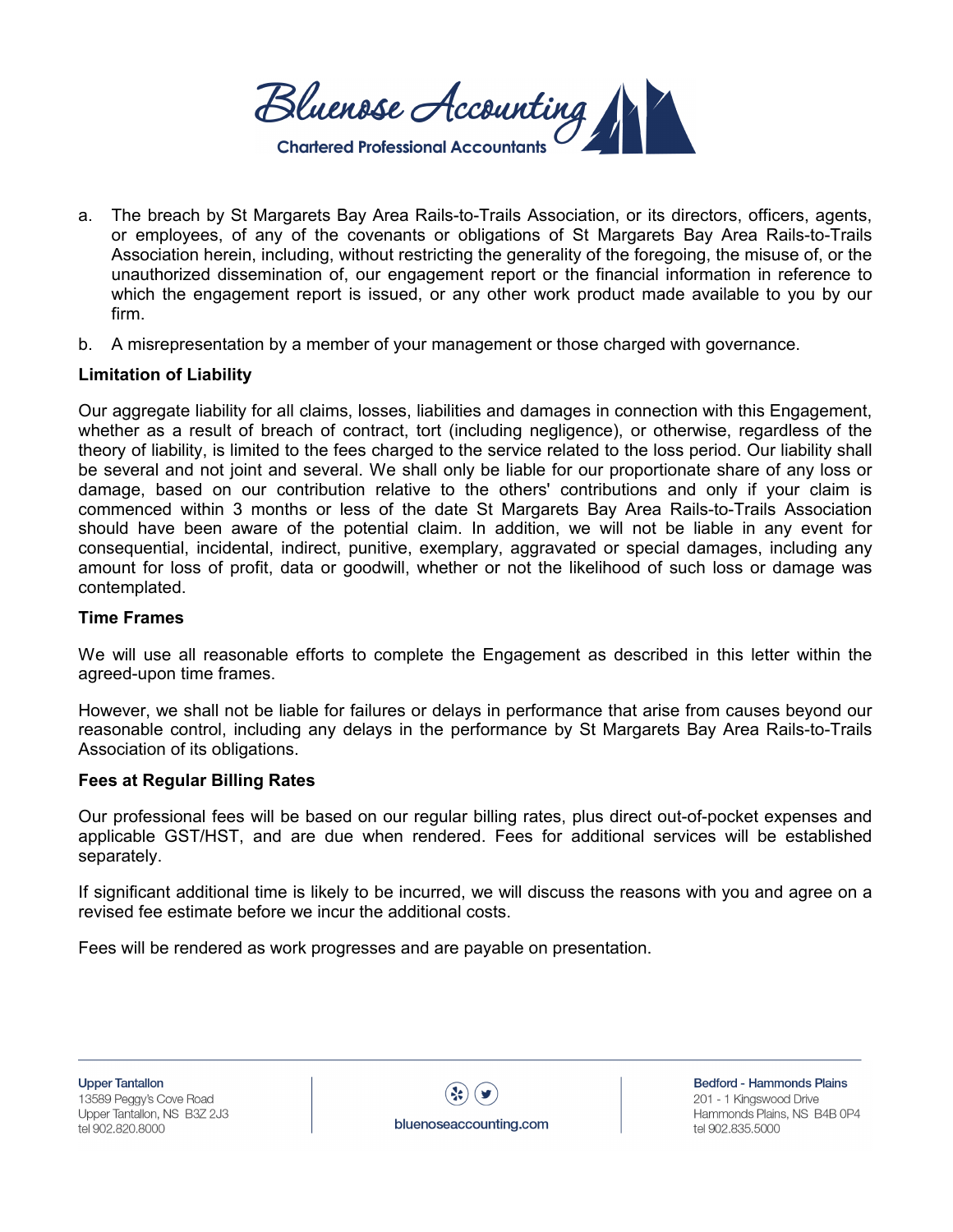a. The breach by St Margarets Bay Area Rails-to-Trails Association, or its directors, officers, agents, or employees, of any of the covenants or obligations of St Margarets Bay Area Rails-to-Trails Association herein, including, without restricting the generality of the foregoing, the misuse of, or the unauthorized dissemination of, our engagement report or the financial information in reference to which the engagement report is issued, or any other work product made available to you by our firm.

b. A misrepresentation by a member of your management or those charged with governance.

**Limitation of Liability**

Our aggregate liability for all claims, losses, liabilities and damages in connection with this Engagement, whether as a result of breach of contract, tort (including negligence), or otherwise, regardless of the theory of liability, is limited to the fees charged to the service related to the loss period. Our liability shall be several and not joint and several. We shall only be liable for our proportionate share of any loss or damage, based on our contribution relative to the others' contributions and only if your claim is commenced within 3 months or less of the date St Margarets Bay Area Rails-to-Trails Association should have been aware of the potential claim. In addition, we will not be liable in any event for consequential, incidental, indirect, punitive, exemplary, aggravated or special damages, including any amount for loss of profit, data or goodwill, whether or not the likelihood of such loss or damage was contemplated.

**Time Frames**

We will use all reasonable efforts to complete the Engagement as described in this letter within the agreed-upon time frames.

However, we shall not be liable for failures or delays in performance that arise from causes beyond our reasonable control, including any delays in the performance by St Margarets Bay Area Rails-to-Trails Association of its obligations.

**Fees at Regular Billing Rates**

Our professional fees will be based on our regular billing rates, plus direct out-of-pocket expenses and applicable GST/HST, and are due when rendered. Fees for additional services will be established separately.

If significant additional time is likely to be incurred, we will discuss the reasons with you and agree on a revised fee estimate before we incur the additional costs.

Fees will be rendered as work progresses and are payable on presentation.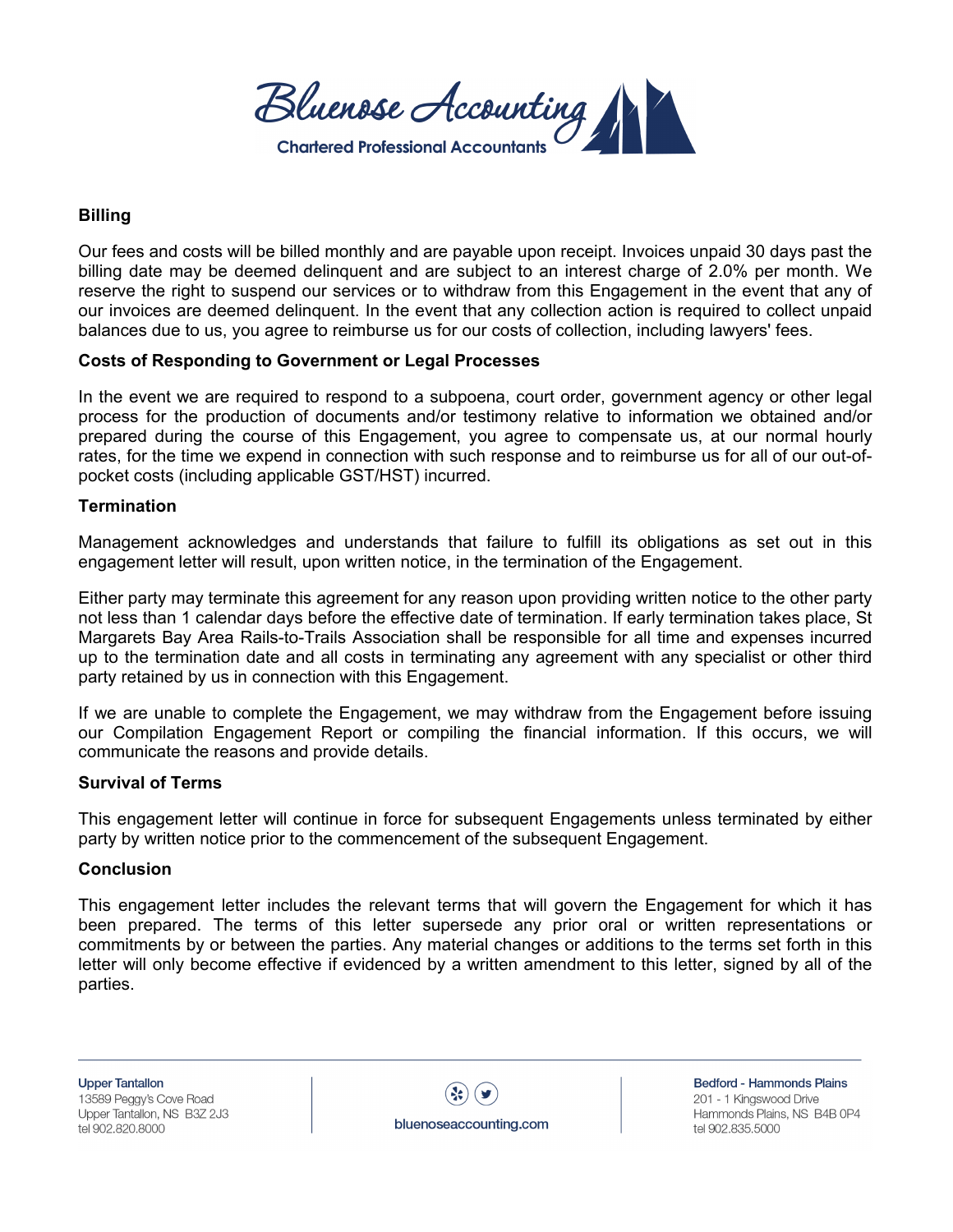**Billing**

Our fees and costs will be billed monthly and are payable upon receipt. Invoices unpaid 30 days past the billing date may be deemed delinquent and are subject to an interest charge of 2.0% per month. We reserve the right to suspend our services or to withdraw from this Engagement in the event that any of our invoices are deemed delinquent. In the event that any collection action is required to collect unpaid balances due to us, you agree to reimburse us for our costs of collection, including lawyers' fees.

**Costs of Responding to Government or Legal Processes**

In the event we are required to respond to a subpoena, court order, government agency or other legal process for the production of documents and/or testimony relative to information we obtained and/or prepared during the course of this Engagement, you agree to compensate us, at our normal hourly rates, for the time we expend in connection with such response and to reimburse us for all of our out-of-pocket costs (including applicable GST/HST) incurred.

**Termination**

Management acknowledges and understands that failure to fulfill its obligations as set out in this engagement letter will result, upon written notice, in the termination of the Engagement.

Either party may terminate this agreement for any reason upon providing written notice to the other party not less than 1 calendar days before the effective date of termination. If early termination takes place, St Margarets Bay Area Rails-to-Trails Association shall be responsible for all time and expenses incurred up to the termination date and all costs in terminating any agreement with any specialist or other third party retained by us in connection with this Engagement.

If we are unable to complete the Engagement, we may withdraw from the Engagement before issuing our Compilation Engagement Report or compiling the financial information. If this occurs, we will communicate the reasons and provide details.

**Survival of Terms**

This engagement letter will continue in force for subsequent Engagements unless terminated by either party by written notice prior to the commencement of the subsequent Engagement.

**Conclusion**

This engagement letter includes the relevant terms that will govern the Engagement for which it has been prepared. The terms of this letter supersede any prior oral or written representations or commitments by or between the parties. Any material changes or additions to the terms set forth in this letter will only become effective if evidenced by a written amendment to this letter, signed by all of the parties.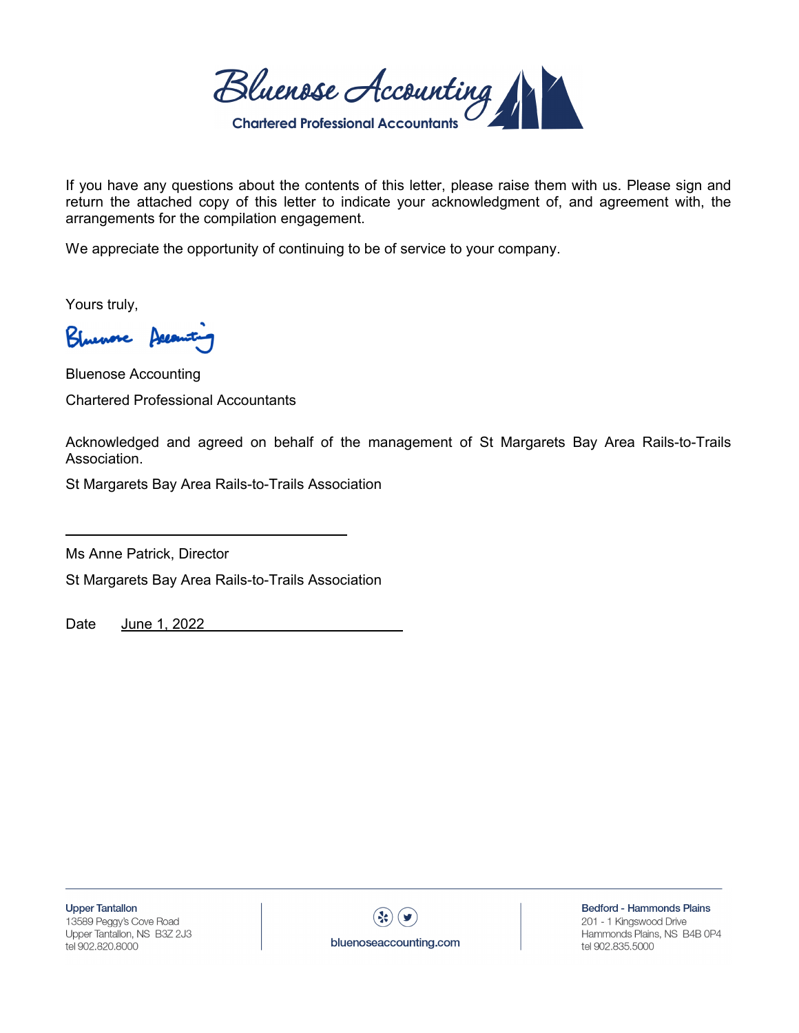If you have any questions about the contents of this letter, please raise them with us. Please sign and return the attached copy of this letter to indicate your acknowledgment of, and agreement with, the arrangements for the compilation engagement.

We appreciate the opportunity of continuing to be of service to your company.

Yours truly,

Bluenose Accounting

Bluenose Accounting

Chartered Professional Accountants

Acknowledged and agreed on behalf of the management of St Margarets Bay Area Rails-to-Trails Association.

St Margarets Bay Area Rails-to-Trails Association

\_\_\_\_\_\_\_\_\_\_\_\_\_\_\_\_\_\_\_\_\_\_\_\_\_\_\_\_\_\_\_\_

Ms Anne Patrick, Director

St Margarets Bay Area Rails-to-Trails Association

Date June 1, 2022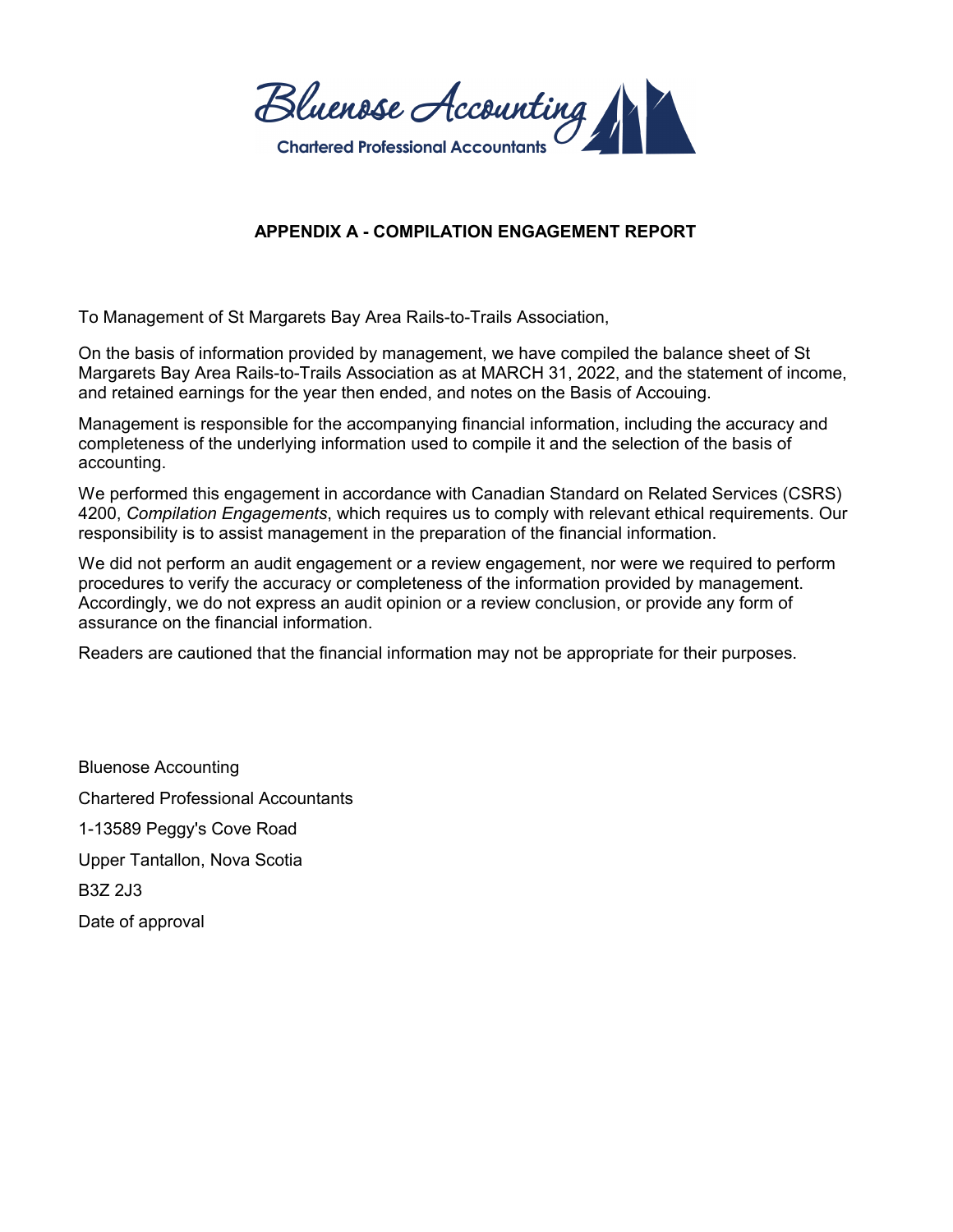Bluenose Accounting

Chartered Professional Accountants

## APPENDIX A - COMPILATION ENGAGEMENT REPORT

To Management of St Margarets Bay Area Rails-to-Trails Association,

On the basis of information provided by management, we have compiled the balance sheet of St Margarets Bay Area Rails-to-Trails Association as at MARCH 31, 2022, and the statement of income, and retained earnings for the year then ended, and notes on the Basis of Accouing.

Management is responsible for the accompanying financial information, including the accuracy and completeness of the underlying information used to compile it and the selection of the basis of accounting.

We performed this engagement in accordance with Canadian Standard on Related Services (CSRS) 4200, *Compilation Engagements*, which requires us to comply with relevant ethical requirements. Our responsibility is to assist management in the preparation of the financial information.

We did not perform an audit engagement or a review engagement, nor were we required to perform procedures to verify the accuracy or completeness of the information provided by management. Accordingly, we do not express an audit opinion or a review conclusion, or provide any form of assurance on the financial information.

Readers are cautioned that the financial information may not be appropriate for their purposes.

Bluenose Accounting

Chartered Professional Accountants

1-13589 Peggy's Cove Road

Upper Tantallon, Nova Scotia

B3Z 2J3

Date of approval